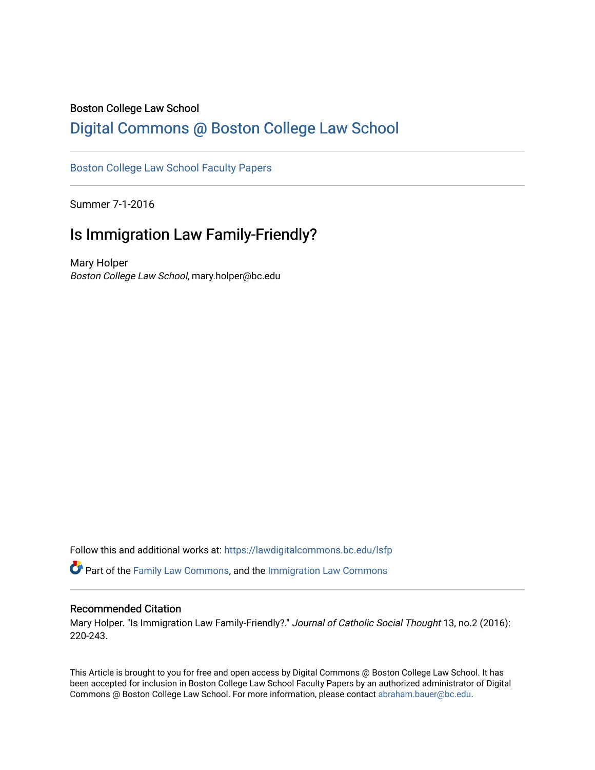Boston College Law School

# Digital Commons @ Boston College Law School

Boston College Law School Faculty Papers

Summer 7-1-2016

## Is Immigration Law Family-Friendly?

Mary Holper

*Boston College Law School*, mary.holper@bc.edu

Follow this and additional works at: https://lawdigitalcommons.bc.edu/lsfp

Part of the Family Law Commons, and the Immigration Law Commons

### Recommended Citation

Mary Holper. "Is Immigration Law Family-Friendly?." *Journal of Catholic Social Thought* 13, no.2 (2016): 220-243.

This Article is brought to you for free and open access by Digital Commons @ Boston College Law School. It has been accepted for inclusion in Boston College Law School Faculty Papers by an authorized administrator of Digital Commons @ Boston College Law School. For more information, please contact abraham.bauer@bc.edu.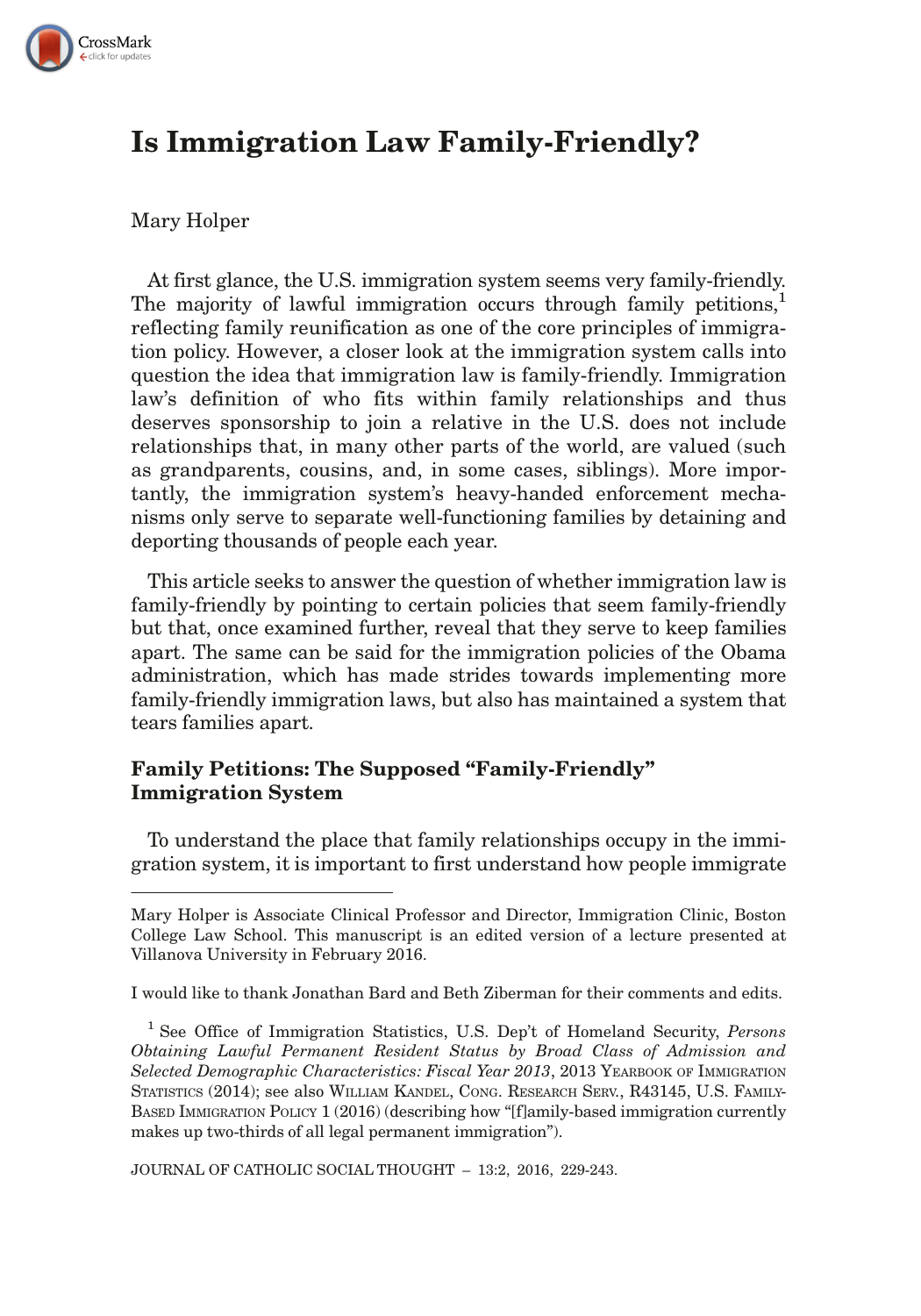# Is Immigration Law Family-Friendly?

Mary Holper

At first glance, the U.S. immigration system seems very family-friendly. The majority of lawful immigration occurs through family petitions,[1] reflecting family reunification as one of the core principles of immigration policy. However, a closer look at the immigration system calls into question the idea that immigration law is family-friendly. Immigration law's definition of who fits within family relationships and thus deserves sponsorship to join a relative in the U.S. does not include relationships that, in many other parts of the world, are valued (such as grandparents, cousins, and, in some cases, siblings). More importantly, the immigration system's heavy-handed enforcement mechanisms only serve to separate well-functioning families by detaining and deporting thousands of people each year.

This article seeks to answer the question of whether immigration law is family-friendly by pointing to certain policies that seem family-friendly but that, once examined further, reveal that they serve to keep families apart. The same can be said for the immigration policies of the Obama administration, which has made strides towards implementing more family-friendly immigration laws, but also has maintained a system that tears families apart.

## Family Petitions: The Supposed "Family-Friendly" Immigration System

To understand the place that family relationships occupy in the immigration system, it is important to first understand how people immigrate

---

Mary Holper is Associate Clinical Professor and Director, Immigration Clinic, Boston College Law School. This manuscript is an edited version of a lecture presented at Villanova University in February 2016.

I would like to thank Jonathan Bard and Beth Ziberman for their comments and edits.

[1] See Office of Immigration Statistics, U.S. Dep't of Homeland Security, *Persons Obtaining Lawful Permanent Resident Status by Broad Class of Admission and Selected Demographic Characteristics: Fiscal Year 2013*, 2013 Yearbook of Immigration Statistics (2014); see also William Kandel, Cong. Research Serv., R43145, U.S. Family-Based Immigration Policy 1 (2016) (describing how "[f]amily-based immigration currently makes up two-thirds of all legal permanent immigration").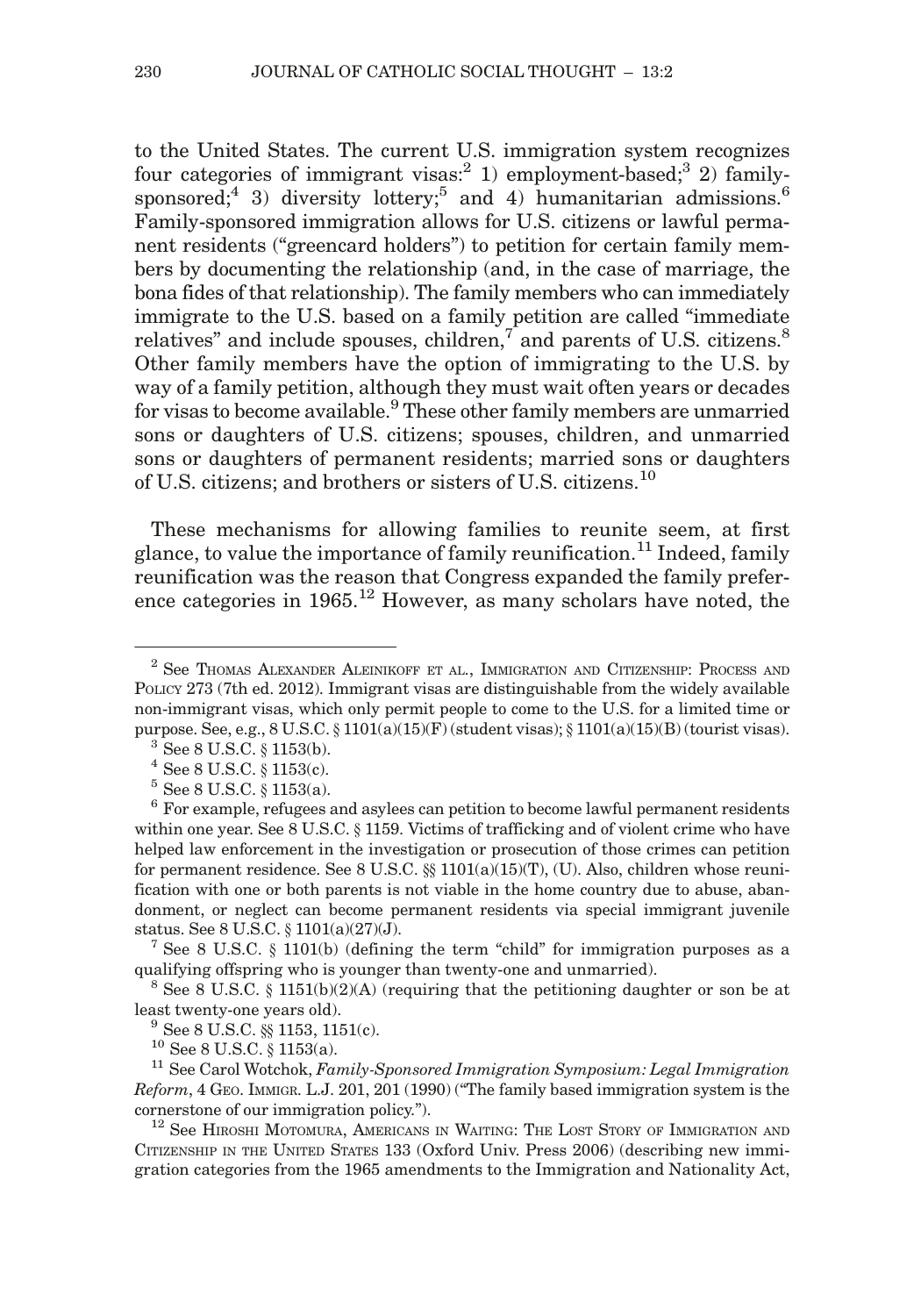to the United States. The current U.S. immigration system recognizes four categories of immigrant visas:[2] 1) employment-based;[3] 2) family-sponsored;[4] 3) diversity lottery;[5] and 4) humanitarian admissions.[6] Family-sponsored immigration allows for U.S. citizens or lawful permanent residents ("greencard holders") to petition for certain family members by documenting the relationship (and, in the case of marriage, the bona fides of that relationship). The family members who can immediately immigrate to the U.S. based on a family petition are called "immediate relatives" and include spouses, children,[7] and parents of U.S. citizens.[8] Other family members have the option of immigrating to the U.S. by way of a family petition, although they must wait often years or decades for visas to become available.[9] These other family members are unmarried sons or daughters of U.S. citizens; spouses, children, and unmarried sons or daughters of permanent residents; married sons or daughters of U.S. citizens; and brothers or sisters of U.S. citizens.[10]

These mechanisms for allowing families to reunite seem, at first glance, to value the importance of family reunification.[11] Indeed, family reunification was the reason that Congress expanded the family preference categories in 1965.[12] However, as many scholars have noted, the

---

[2] See Thomas Alexander Aleinikoff et al., Immigration and Citizenship: Process and Policy 273 (7th ed. 2012). Immigrant visas are distinguishable from the widely available non-immigrant visas, which only permit people to come to the U.S. for a limited time or purpose. See, e.g., 8 U.S.C. § 1101(a)(15)(F) (student visas); § 1101(a)(15)(B) (tourist visas).

[3] See 8 U.S.C. § 1153(b).

[4] See 8 U.S.C. § 1153(c).

[5] See 8 U.S.C. § 1153(a).

[6] For example, refugees and asylees can petition to become lawful permanent residents within one year. See 8 U.S.C. § 1159. Victims of trafficking and of violent crime who have helped law enforcement in the investigation or prosecution of those crimes can petition for permanent residence. See 8 U.S.C. §§ 1101(a)(15)(T), (U). Also, children whose reunification with one or both parents is not viable in the home country due to abuse, abandonment, or neglect can become permanent residents via special immigrant juvenile status. See 8 U.S.C. § 1101(a)(27)(J).

[7] See 8 U.S.C. § 1101(b) (defining the term "child" for immigration purposes as a qualifying offspring who is younger than twenty-one and unmarried).

[8] See 8 U.S.C. § 1151(b)(2)(A) (requiring that the petitioning daughter or son be at least twenty-one years old).

[9] See 8 U.S.C. §§ 1153, 1151(c).

[10] See 8 U.S.C. § 1153(a).

[11] See Carol Wotchok, *Family-Sponsored Immigration Symposium: Legal Immigration Reform*, 4 Geo. Immigr. L.J. 201, 201 (1990) ("The family based immigration system is the cornerstone of our immigration policy.").

[12] See Hiroshi Motomura, Americans in Waiting: The Lost Story of Immigration and Citizenship in the United States 133 (Oxford Univ. Press 2006) (describing new immigration categories from the 1965 amendments to the Immigration and Nationality Act,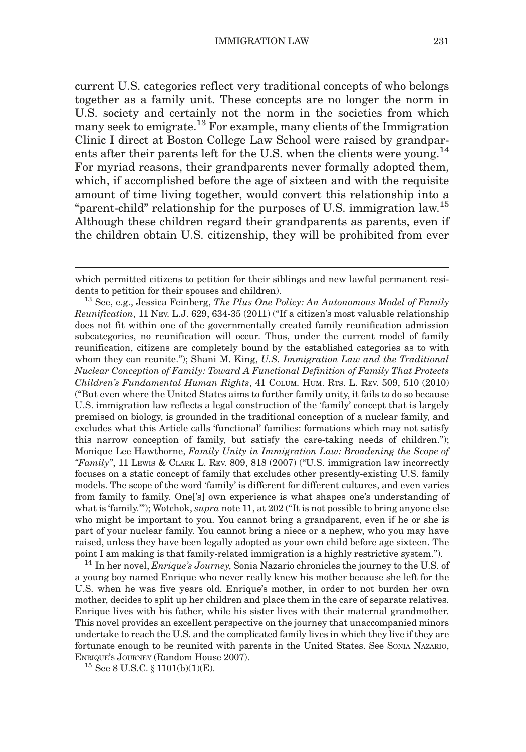current U.S. categories reflect very traditional concepts of who belongs together as a family unit. These concepts are no longer the norm in U.S. society and certainly not the norm in the societies from which many seek to emigrate.[13] For example, many clients of the Immigration Clinic I direct at Boston College Law School were raised by grandparents after their parents left for the U.S. when the clients were young.[14] For myriad reasons, their grandparents never formally adopted them, which, if accomplished before the age of sixteen and with the requisite amount of time living together, would convert this relationship into a "parent-child" relationship for the purposes of U.S. immigration law.[15] Although these children regard their grandparents as parents, even if the children obtain U.S. citizenship, they will be prohibited from ever

---

which permitted citizens to petition for their siblings and new lawful permanent residents to petition for their spouses and children).

[13] See, e.g., Jessica Feinberg, *The Plus One Policy: An Autonomous Model of Family Reunification*, 11 NEV. L.J. 629, 634-35 (2011) ("If a citizen's most valuable relationship does not fit within one of the governmentally created family reunification admission subcategories, no reunification will occur. Thus, under the current model of family reunification, citizens are completely bound by the established categories as to with whom they can reunite."); Shani M. King, *U.S. Immigration Law and the Traditional Nuclear Conception of Family: Toward A Functional Definition of Family That Protects Children's Fundamental Human Rights*, 41 COLUM. HUM. RTS. L. REV. 509, 510 (2010) ("But even where the United States aims to further family unity, it fails to do so because U.S. immigration law reflects a legal construction of the 'family' concept that is largely premised on biology, is grounded in the traditional conception of a nuclear family, and excludes what this Article calls 'functional' families: formations which may not satisfy this narrow conception of family, but satisfy the care-taking needs of children."); Monique Lee Hawthorne, *Family Unity in Immigration Law: Broadening the Scope of "Family"*, 11 LEWIS & CLARK L. REV. 809, 818 (2007) ("U.S. immigration law incorrectly focuses on a static concept of family that excludes other presently-existing U.S. family models. The scope of the word 'family' is different for different cultures, and even varies from family to family. One['s] own experience is what shapes one's understanding of what is 'family.'"); Wotchok, *supra* note 11, at 202 ("It is not possible to bring anyone else who might be important to you. You cannot bring a grandparent, even if he or she is part of your nuclear family. You cannot bring a niece or a nephew, who you may have raised, unless they have been legally adopted as your own child before age sixteen. The point I am making is that family-related immigration is a highly restrictive system.").

[14] In her novel, *Enrique's Journey*, Sonia Nazario chronicles the journey to the U.S. of a young boy named Enrique who never really knew his mother because she left for the U.S. when he was five years old. Enrique's mother, in order to not burden her own mother, decides to split up her children and place them in the care of separate relatives. Enrique lives with his father, while his sister lives with their maternal grandmother. This novel provides an excellent perspective on the journey that unaccompanied minors undertake to reach the U.S. and the complicated family lives in which they live if they are fortunate enough to be reunited with parents in the United States. See SONIA NAZARIO, ENRIQUE'S JOURNEY (Random House 2007).

[15] See 8 U.S.C. § 1101(b)(1)(E).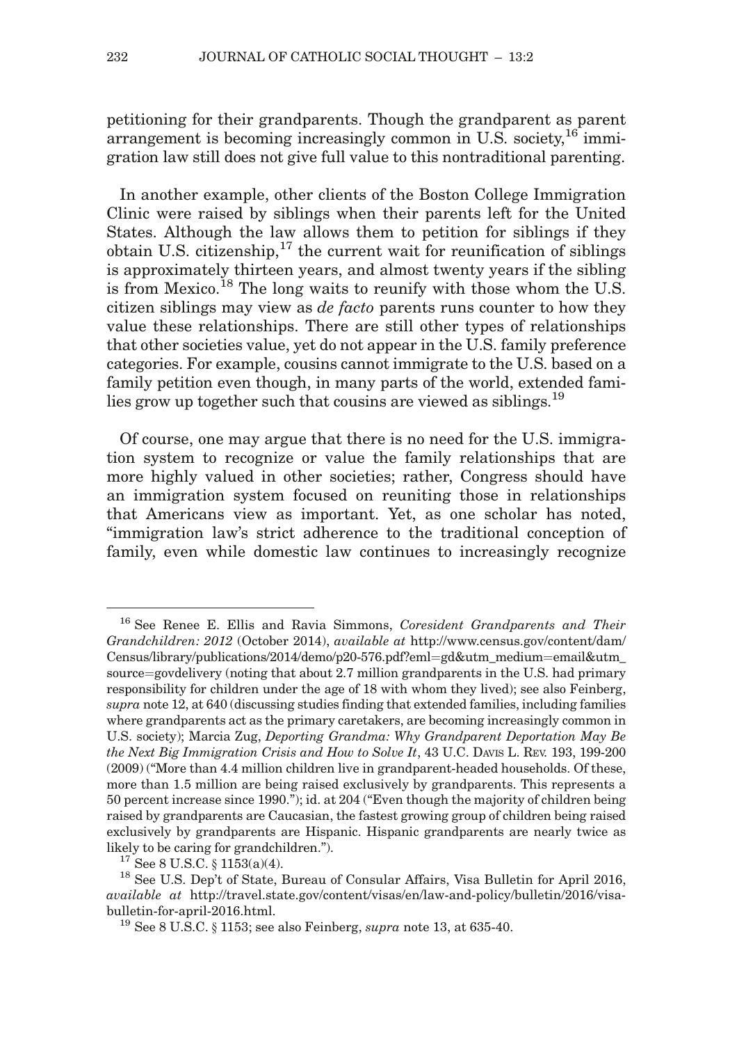petitioning for their grandparents. Though the grandparent as parent arrangement is becoming increasingly common in U.S. society,[16] immigration law still does not give full value to this nontraditional parenting.

In another example, other clients of the Boston College Immigration Clinic were raised by siblings when their parents left for the United States. Although the law allows them to petition for siblings if they obtain U.S. citizenship,[17] the current wait for reunification of siblings is approximately thirteen years, and almost twenty years if the sibling is from Mexico.[18] The long waits to reunify with those whom the U.S. citizen siblings may view as *de facto* parents runs counter to how they value these relationships. There are still other types of relationships that other societies value, yet do not appear in the U.S. family preference categories. For example, cousins cannot immigrate to the U.S. based on a family petition even though, in many parts of the world, extended families grow up together such that cousins are viewed as siblings.[19]

Of course, one may argue that there is no need for the U.S. immigration system to recognize or value the family relationships that are more highly valued in other societies; rather, Congress should have an immigration system focused on reuniting those in relationships that Americans view as important. Yet, as one scholar has noted, "immigration law's strict adherence to the traditional conception of family, even while domestic law continues to increasingly recognize

---

[16] See Renee E. Ellis and Ravia Simmons, *Coresident Grandparents and Their Grandchildren: 2012* (October 2014), *available at* http://www.census.gov/content/dam/Census/library/publications/2014/demo/p20-576.pdf?eml=gd&utm_medium=email&utm_source=govdelivery (noting that about 2.7 million grandparents in the U.S. had primary responsibility for children under the age of 18 with whom they lived); see also Feinberg, *supra* note 12, at 640 (discussing studies finding that extended families, including families where grandparents act as the primary caretakers, are becoming increasingly common in U.S. society); Marcia Zug, *Deporting Grandma: Why Grandparent Deportation May Be the Next Big Immigration Crisis and How to Solve It*, 43 U.C. Davis L. Rev. 193, 199-200 (2009) ("More than 4.4 million children live in grandparent-headed households. Of these, more than 1.5 million are being raised exclusively by grandparents. This represents a 50 percent increase since 1990."); id. at 204 ("Even though the majority of children being raised by grandparents are Caucasian, the fastest growing group of children being raised exclusively by grandparents are Hispanic. Hispanic grandparents are nearly twice as likely to be caring for grandchildren.").

[17] See 8 U.S.C. § 1153(a)(4).

[18] See U.S. Dep't of State, Bureau of Consular Affairs, Visa Bulletin for April 2016, *available at* http://travel.state.gov/content/visas/en/law-and-policy/bulletin/2016/visa-bulletin-for-april-2016.html.

[19] See 8 U.S.C. § 1153; see also Feinberg, *supra* note 13, at 635-40.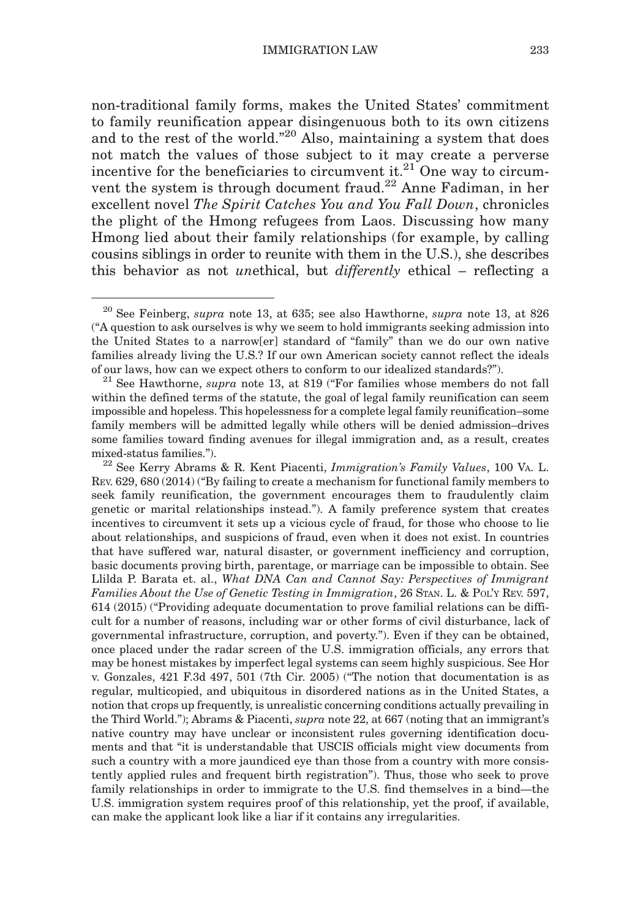non-traditional family forms, makes the United States' commitment to family reunification appear disingenuous both to its own citizens and to the rest of the world."[20] Also, maintaining a system that does not match the values of those subject to it may create a perverse incentive for the beneficiaries to circumvent it.[21] One way to circumvent the system is through document fraud.[22] Anne Fadiman, in her excellent novel *The Spirit Catches You and You Fall Down*, chronicles the plight of the Hmong refugees from Laos. Discussing how many Hmong lied about their family relationships (for example, by calling cousins siblings in order to reunite with them in the U.S.), she describes this behavior as not *un*ethical, but *differently* ethical – reflecting a

---

[20] See Feinberg, *supra* note 13, at 635; see also Hawthorne, *supra* note 13, at 826 ("A question to ask ourselves is why we seem to hold immigrants seeking admission into the United States to a narrow[er] standard of "family" than we do our own native families already living the U.S.? If our own American society cannot reflect the ideals of our laws, how can we expect others to conform to our idealized standards?").

[21] See Hawthorne, *supra* note 13, at 819 ("For families whose members do not fall within the defined terms of the statute, the goal of legal family reunification can seem impossible and hopeless. This hopelessness for a complete legal family reunification–some family members will be admitted legally while others will be denied admission–drives some families toward finding avenues for illegal immigration and, as a result, creates mixed-status families.").

[22] See Kerry Abrams & R. Kent Piacenti, *Immigration's Family Values*, 100 VA. L. REV. 629, 680 (2014) ("By failing to create a mechanism for functional family members to seek family reunification, the government encourages them to fraudulently claim genetic or marital relationships instead."). A family preference system that creates incentives to circumvent it sets up a vicious cycle of fraud, for those who choose to lie about relationships, and suspicions of fraud, even when it does not exist. In countries that have suffered war, natural disaster, or government inefficiency and corruption, basic documents proving birth, parentage, or marriage can be impossible to obtain. See Llilda P. Barata et. al., *What DNA Can and Cannot Say: Perspectives of Immigrant Families About the Use of Genetic Testing in Immigration*, 26 STAN. L. & POL'Y REV. 597, 614 (2015) ("Providing adequate documentation to prove familial relations can be difficult for a number of reasons, including war or other forms of civil disturbance, lack of governmental infrastructure, corruption, and poverty."). Even if they can be obtained, once placed under the radar screen of the U.S. immigration officials, any errors that may be honest mistakes by imperfect legal systems can seem highly suspicious. See Hor v. Gonzales, 421 F.3d 497, 501 (7th Cir. 2005) ("The notion that documentation is as regular, multicopied, and ubiquitous in disordered nations as in the United States, a notion that crops up frequently, is unrealistic concerning conditions actually prevailing in the Third World."); Abrams & Piacenti, *supra* note 22, at 667 (noting that an immigrant's native country may have unclear or inconsistent rules governing identification documents and that "it is understandable that USCIS officials might view documents from such a country with a more jaundiced eye than those from a country with more consistently applied rules and frequent birth registration"). Thus, those who seek to prove family relationships in order to immigrate to the U.S. find themselves in a bind—the U.S. immigration system requires proof of this relationship, yet the proof, if available, can make the applicant look like a liar if it contains any irregularities.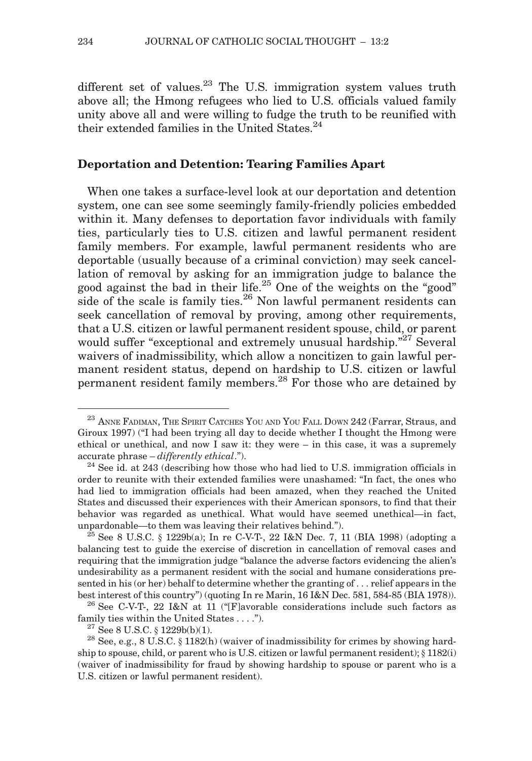different set of values.[23] The U.S. immigration system values truth above all; the Hmong refugees who lied to U.S. officials valued family unity above all and were willing to fudge the truth to be reunified with their extended families in the United States.[24]

## Deportation and Detention: Tearing Families Apart

When one takes a surface-level look at our deportation and detention system, one can see some seemingly family-friendly policies embedded within it. Many defenses to deportation favor individuals with family ties, particularly ties to U.S. citizen and lawful permanent resident family members. For example, lawful permanent residents who are deportable (usually because of a criminal conviction) may seek cancellation of removal by asking for an immigration judge to balance the good against the bad in their life.[25] One of the weights on the "good" side of the scale is family ties.[26] Non lawful permanent residents can seek cancellation of removal by proving, among other requirements, that a U.S. citizen or lawful permanent resident spouse, child, or parent would suffer "exceptional and extremely unusual hardship."[27] Several waivers of inadmissibility, which allow a noncitizen to gain lawful permanent resident status, depend on hardship to U.S. citizen or lawful permanent resident family members.[28] For those who are detained by

---

[23] Anne Fadiman, The Spirit Catches You and You Fall Down 242 (Farrar, Straus, and Giroux 1997) ("I had been trying all day to decide whether I thought the Hmong were ethical or unethical, and now I saw it: they were – in this case, it was a supremely accurate phrase – *differently ethical*.").

[24] See id. at 243 (describing how those who had lied to U.S. immigration officials in order to reunite with their extended families were unashamed: "In fact, the ones who had lied to immigration officials had been amazed, when they reached the United States and discussed their experiences with their American sponsors, to find that their behavior was regarded as unethical. What would have seemed unethical—in fact, unpardonable—to them was leaving their relatives behind.").

[25] See 8 U.S.C. § 1229b(a); In re C-V-T-, 22 I&N Dec. 7, 11 (BIA 1998) (adopting a balancing test to guide the exercise of discretion in cancellation of removal cases and requiring that the immigration judge "balance the adverse factors evidencing the alien's undesirability as a permanent resident with the social and humane considerations presented in his (or her) behalf to determine whether the granting of . . . relief appears in the best interest of this country") (quoting In re Marin, 16 I&N Dec. 581, 584-85 (BIA 1978)).

[26] See C-V-T-, 22 I&N at 11 ("[F]avorable considerations include such factors as family ties within the United States . . . .").

[27] See 8 U.S.C. § 1229b(b)(1).

[28] See, e.g., 8 U.S.C. § 1182(h) (waiver of inadmissibility for crimes by showing hardship to spouse, child, or parent who is U.S. citizen or lawful permanent resident); § 1182(i) (waiver of inadmissibility for fraud by showing hardship to spouse or parent who is a U.S. citizen or lawful permanent resident).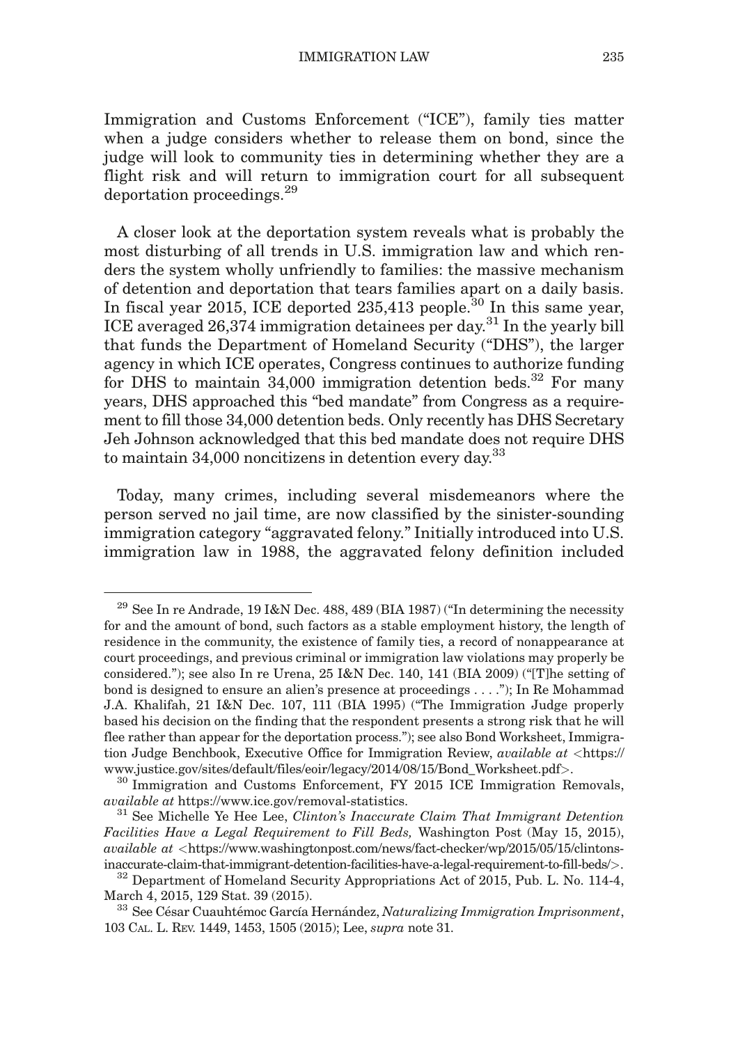Immigration and Customs Enforcement ("ICE"), family ties matter when a judge considers whether to release them on bond, since the judge will look to community ties in determining whether they are a flight risk and will return to immigration court for all subsequent deportation proceedings.[29]

A closer look at the deportation system reveals what is probably the most disturbing of all trends in U.S. immigration law and which renders the system wholly unfriendly to families: the massive mechanism of detention and deportation that tears families apart on a daily basis. In fiscal year 2015, ICE deported 235,413 people.[30] In this same year, ICE averaged 26,374 immigration detainees per day.[31] In the yearly bill that funds the Department of Homeland Security ("DHS"), the larger agency in which ICE operates, Congress continues to authorize funding for DHS to maintain 34,000 immigration detention beds.[32] For many years, DHS approached this "bed mandate" from Congress as a requirement to fill those 34,000 detention beds. Only recently has DHS Secretary Jeh Johnson acknowledged that this bed mandate does not require DHS to maintain 34,000 noncitizens in detention every day.[33]

Today, many crimes, including several misdemeanors where the person served no jail time, are now classified by the sinister-sounding immigration category "aggravated felony." Initially introduced into U.S. immigration law in 1988, the aggravated felony definition included

---

[29] See In re Andrade, 19 I&N Dec. 488, 489 (BIA 1987) ("In determining the necessity for and the amount of bond, such factors as a stable employment history, the length of residence in the community, the existence of family ties, a record of nonappearance at court proceedings, and previous criminal or immigration law violations may properly be considered."); see also In re Urena, 25 I&N Dec. 140, 141 (BIA 2009) ("[T]he setting of bond is designed to ensure an alien's presence at proceedings . . . ."); In Re Mohammad J.A. Khalifah, 21 I&N Dec. 107, 111 (BIA 1995) ("The Immigration Judge properly based his decision on the finding that the respondent presents a strong risk that he will flee rather than appear for the deportation process."); see also Bond Worksheet, Immigration Judge Benchbook, Executive Office for Immigration Review, *available at* <https://www.justice.gov/sites/default/files/eoir/legacy/2014/08/15/Bond_Worksheet.pdf>.

[30] Immigration and Customs Enforcement, FY 2015 ICE Immigration Removals, *available at* https://www.ice.gov/removal-statistics.

[31] See Michelle Ye Hee Lee, *Clinton's Inaccurate Claim That Immigrant Detention Facilities Have a Legal Requirement to Fill Beds,* Washington Post (May 15, 2015), *available at* <https://www.washingtonpost.com/news/fact-checker/wp/2015/05/15/clintons-inaccurate-claim-that-immigrant-detention-facilities-have-a-legal-requirement-to-fill-beds/>.

[32] Department of Homeland Security Appropriations Act of 2015, Pub. L. No. 114-4, March 4, 2015, 129 Stat. 39 (2015).

[33] See César Cuauhtémoc García Hernández, *Naturalizing Immigration Imprisonment*, 103 Cal. L. Rev. 1449, 1453, 1505 (2015); Lee, *supra* note 31.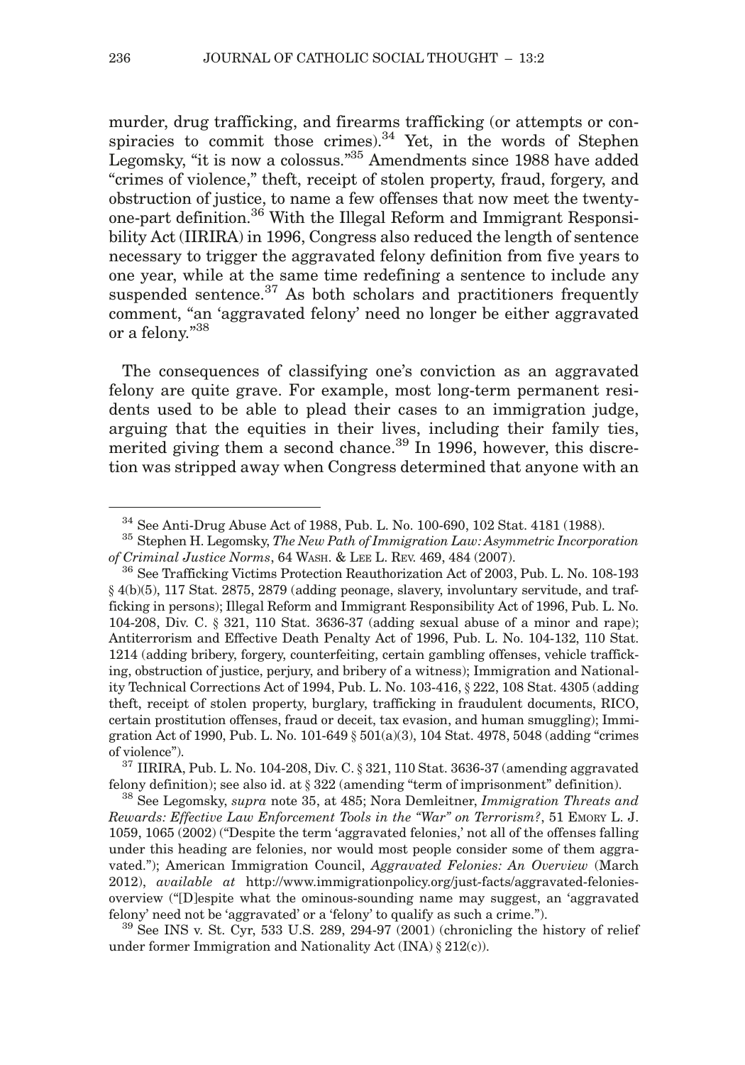murder, drug trafficking, and firearms trafficking (or attempts or conspiracies to commit those crimes).[34] Yet, in the words of Stephen Legomsky, "it is now a colossus."[35] Amendments since 1988 have added "crimes of violence," theft, receipt of stolen property, fraud, forgery, and obstruction of justice, to name a few offenses that now meet the twenty-one-part definition.[36] With the Illegal Reform and Immigrant Responsibility Act (IIRIRA) in 1996, Congress also reduced the length of sentence necessary to trigger the aggravated felony definition from five years to one year, while at the same time redefining a sentence to include any suspended sentence.[37] As both scholars and practitioners frequently comment, "an 'aggravated felony' need no longer be either aggravated or a felony."[38]

The consequences of classifying one's conviction as an aggravated felony are quite grave. For example, most long-term permanent residents used to be able to plead their cases to an immigration judge, arguing that the equities in their lives, including their family ties, merited giving them a second chance.[39] In 1996, however, this discretion was stripped away when Congress determined that anyone with an

---

[34] See Anti-Drug Abuse Act of 1988, Pub. L. No. 100-690, 102 Stat. 4181 (1988).

[35] Stephen H. Legomsky, *The New Path of Immigration Law: Asymmetric Incorporation of Criminal Justice Norms*, 64 WASH. & LEE L. REV. 469, 484 (2007).

[36] See Trafficking Victims Protection Reauthorization Act of 2003, Pub. L. No. 108-193 § 4(b)(5), 117 Stat. 2875, 2879 (adding peonage, slavery, involuntary servitude, and trafficking in persons); Illegal Reform and Immigrant Responsibility Act of 1996, Pub. L. No. 104-208, Div. C. § 321, 110 Stat. 3636-37 (adding sexual abuse of a minor and rape); Antiterrorism and Effective Death Penalty Act of 1996, Pub. L. No. 104-132, 110 Stat. 1214 (adding bribery, forgery, counterfeiting, certain gambling offenses, vehicle trafficking, obstruction of justice, perjury, and bribery of a witness); Immigration and Nationality Technical Corrections Act of 1994, Pub. L. No. 103-416, § 222, 108 Stat. 4305 (adding theft, receipt of stolen property, burglary, trafficking in fraudulent documents, RICO, certain prostitution offenses, fraud or deceit, tax evasion, and human smuggling); Immigration Act of 1990, Pub. L. No. 101-649 § 501(a)(3), 104 Stat. 4978, 5048 (adding "crimes of violence").

[37] IIRIRA, Pub. L. No. 104-208, Div. C. § 321, 110 Stat. 3636-37 (amending aggravated felony definition); see also id. at § 322 (amending "term of imprisonment" definition).

[38] See Legomsky, *supra* note 35, at 485; Nora Demleitner, *Immigration Threats and Rewards: Effective Law Enforcement Tools in the "War" on Terrorism?*, 51 EMORY L. J. 1059, 1065 (2002) ("Despite the term 'aggravated felonies,' not all of the offenses falling under this heading are felonies, nor would most people consider some of them aggravated."); American Immigration Council, *Aggravated Felonies: An Overview* (March 2012), *available at* http://www.immigrationpolicy.org/just-facts/aggravated-felonies-overview ("[D]espite what the ominous-sounding name may suggest, an 'aggravated felony' need not be 'aggravated' or a 'felony' to qualify as such a crime.").

[39] See INS v. St. Cyr, 533 U.S. 289, 294-97 (2001) (chronicling the history of relief under former Immigration and Nationality Act (INA) § 212(c)).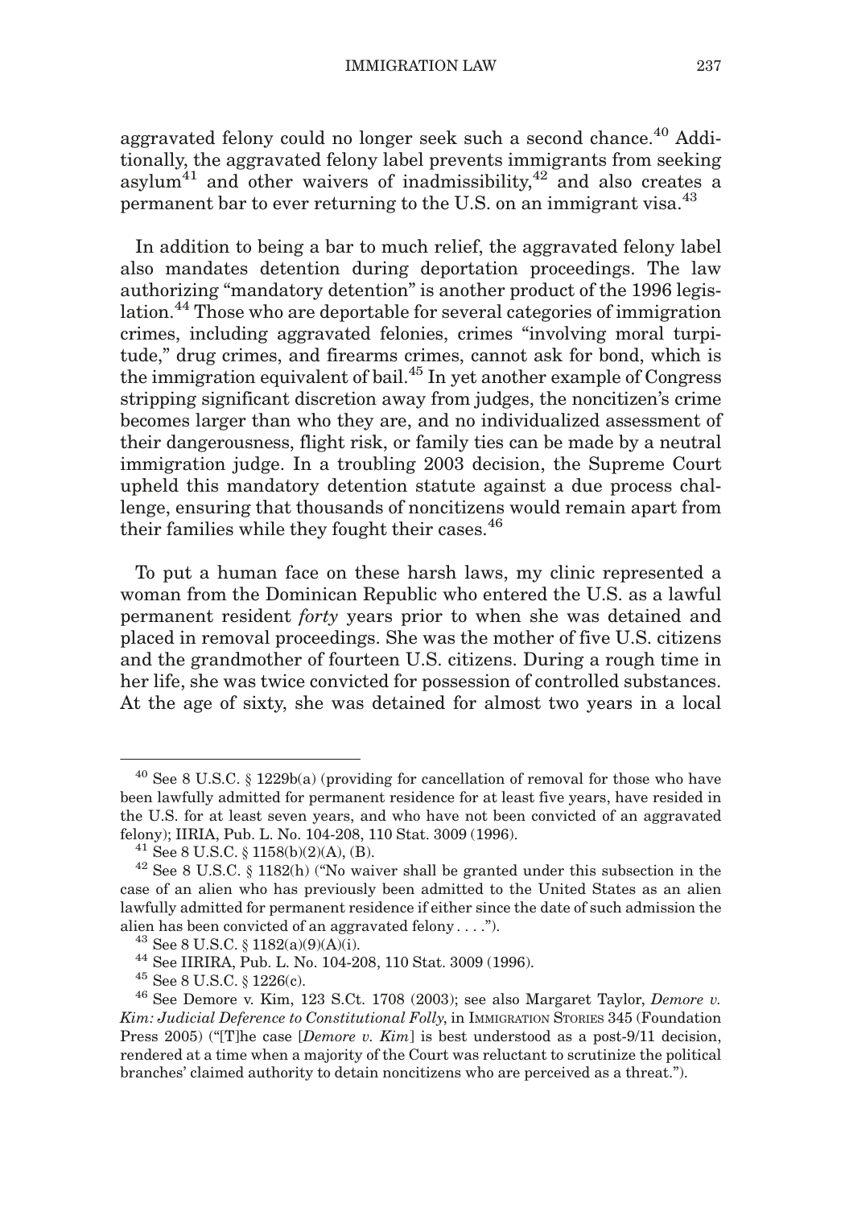aggravated felony could no longer seek such a second chance.[40] Additionally, the aggravated felony label prevents immigrants from seeking asylum[41] and other waivers of inadmissibility,[42] and also creates a permanent bar to ever returning to the U.S. on an immigrant visa.[43]

In addition to being a bar to much relief, the aggravated felony label also mandates detention during deportation proceedings. The law authorizing "mandatory detention" is another product of the 1996 legislation.[44] Those who are deportable for several categories of immigration crimes, including aggravated felonies, crimes "involving moral turpitude," drug crimes, and firearms crimes, cannot ask for bond, which is the immigration equivalent of bail.[45] In yet another example of Congress stripping significant discretion away from judges, the noncitizen's crime becomes larger than who they are, and no individualized assessment of their dangerousness, flight risk, or family ties can be made by a neutral immigration judge. In a troubling 2003 decision, the Supreme Court upheld this mandatory detention statute against a due process challenge, ensuring that thousands of noncitizens would remain apart from their families while they fought their cases.[46]

To put a human face on these harsh laws, my clinic represented a woman from the Dominican Republic who entered the U.S. as a lawful permanent resident *forty* years prior to when she was detained and placed in removal proceedings. She was the mother of five U.S. citizens and the grandmother of fourteen U.S. citizens. During a rough time in her life, she was twice convicted for possession of controlled substances. At the age of sixty, she was detained for almost two years in a local

---

[40] See 8 U.S.C. § 1229b(a) (providing for cancellation of removal for those who have been lawfully admitted for permanent residence for at least five years, have resided in the U.S. for at least seven years, and who have not been convicted of an aggravated felony); IIRIA, Pub. L. No. 104-208, 110 Stat. 3009 (1996).

[41] See 8 U.S.C. § 1158(b)(2)(A), (B).

[42] See 8 U.S.C. § 1182(h) ("No waiver shall be granted under this subsection in the case of an alien who has previously been admitted to the United States as an alien lawfully admitted for permanent residence if either since the date of such admission the alien has been convicted of an aggravated felony . . . .").

[43] See 8 U.S.C. § 1182(a)(9)(A)(i).

[44] See IIRIRA, Pub. L. No. 104-208, 110 Stat. 3009 (1996).

[45] See 8 U.S.C. § 1226(c).

[46] See Demore v. Kim, 123 S.Ct. 1708 (2003); see also Margaret Taylor, *Demore v. Kim: Judicial Deference to Constitutional Folly*, in IMMIGRATION STORIES 345 (Foundation Press 2005) ("[T]he case [*Demore v. Kim*] is best understood as a post-9/11 decision, rendered at a time when a majority of the Court was reluctant to scrutinize the political branches' claimed authority to detain noncitizens who are perceived as a threat.").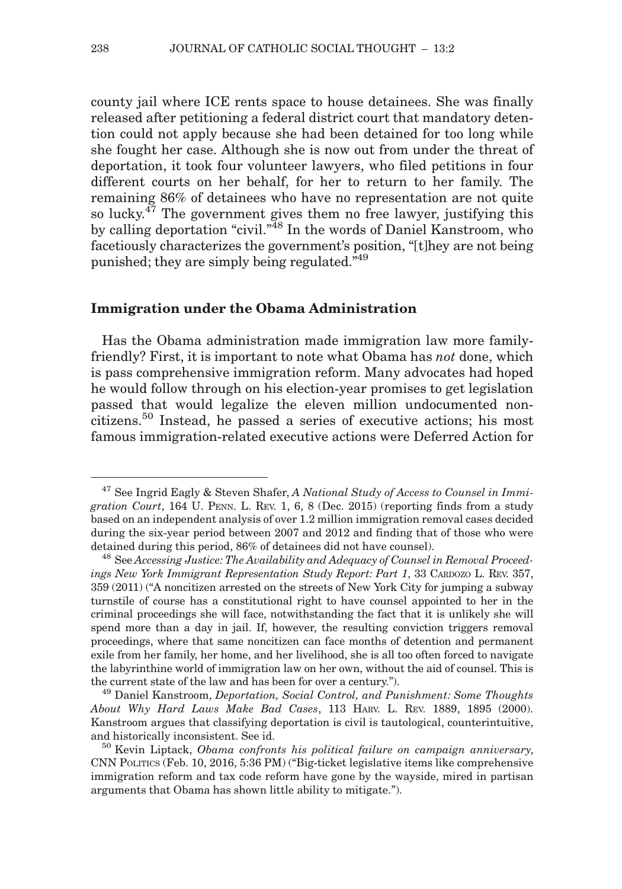county jail where ICE rents space to house detainees. She was finally released after petitioning a federal district court that mandatory detention could not apply because she had been detained for too long while she fought her case. Although she is now out from under the threat of deportation, it took four volunteer lawyers, who filed petitions in four different courts on her behalf, for her to return to her family. The remaining 86% of detainees who have no representation are not quite so lucky.[47] The government gives them no free lawyer, justifying this by calling deportation "civil."[48] In the words of Daniel Kanstroom, who facetiously characterizes the government's position, "[t]hey are not being punished; they are simply being regulated."[49]

## Immigration under the Obama Administration

Has the Obama administration made immigration law more family-friendly? First, it is important to note what Obama has *not* done, which is pass comprehensive immigration reform. Many advocates had hoped he would follow through on his election-year promises to get legislation passed that would legalize the eleven million undocumented noncitizens.[50] Instead, he passed a series of executive actions; his most famous immigration-related executive actions were Deferred Action for

---

[47] See Ingrid Eagly & Steven Shafer, *A National Study of Access to Counsel in Immigration Court*, 164 U. Penn. L. Rev. 1, 6, 8 (Dec. 2015) (reporting finds from a study based on an independent analysis of over 1.2 million immigration removal cases decided during the six-year period between 2007 and 2012 and finding that of those who were detained during this period, 86% of detainees did not have counsel).

[48] See *Accessing Justice: The Availability and Adequacy of Counsel in Removal Proceedings New York Immigrant Representation Study Report: Part 1*, 33 Cardozo L. Rev. 357, 359 (2011) ("A noncitizen arrested on the streets of New York City for jumping a subway turnstile of course has a constitutional right to have counsel appointed to her in the criminal proceedings she will face, notwithstanding the fact that it is unlikely she will spend more than a day in jail. If, however, the resulting conviction triggers removal proceedings, where that same noncitizen can face months of detention and permanent exile from her family, her home, and her livelihood, she is all too often forced to navigate the labyrinthine world of immigration law on her own, without the aid of counsel. This is the current state of the law and has been for over a century.").

[49] Daniel Kanstroom, *Deportation, Social Control, and Punishment: Some Thoughts About Why Hard Laws Make Bad Cases*, 113 Harv. L. Rev. 1889, 1895 (2000). Kanstroom argues that classifying deportation is civil is tautological, counterintuitive, and historically inconsistent. See id.

[50] Kevin Liptack, *Obama confronts his political failure on campaign anniversary*, CNN Politics (Feb. 10, 2016, 5:36 PM) ("Big-ticket legislative items like comprehensive immigration reform and tax code reform have gone by the wayside, mired in partisan arguments that Obama has shown little ability to mitigate.").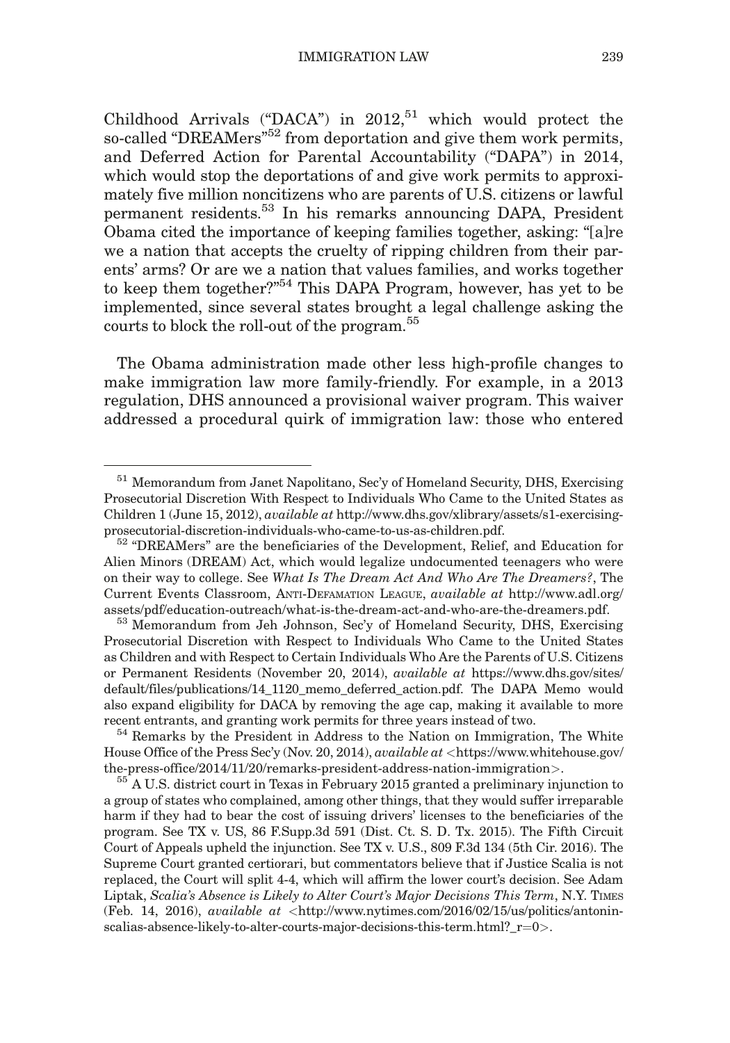Childhood Arrivals ("DACA") in 2012,[51] which would protect the so-called "DREAMers"[52] from deportation and give them work permits, and Deferred Action for Parental Accountability ("DAPA") in 2014, which would stop the deportations of and give work permits to approximately five million noncitizens who are parents of U.S. citizens or lawful permanent residents.[53] In his remarks announcing DAPA, President Obama cited the importance of keeping families together, asking: "[a]re we a nation that accepts the cruelty of ripping children from their parents' arms? Or are we a nation that values families, and works together to keep them together?"[54] This DAPA Program, however, has yet to be implemented, since several states brought a legal challenge asking the courts to block the roll-out of the program.[55]

The Obama administration made other less high-profile changes to make immigration law more family-friendly. For example, in a 2013 regulation, DHS announced a provisional waiver program. This waiver addressed a procedural quirk of immigration law: those who entered

---

[51] Memorandum from Janet Napolitano, Sec'y of Homeland Security, DHS, Exercising Prosecutorial Discretion With Respect to Individuals Who Came to the United States as Children 1 (June 15, 2012), *available at* http://www.dhs.gov/xlibrary/assets/s1-exercising-prosecutorial-discretion-individuals-who-came-to-us-as-children.pdf.

[52] "DREAMers" are the beneficiaries of the Development, Relief, and Education for Alien Minors (DREAM) Act, which would legalize undocumented teenagers who were on their way to college. See *What Is The Dream Act And Who Are The Dreamers?*, The Current Events Classroom, ANTI-DEFAMATION LEAGUE, *available at* http://www.adl.org/assets/pdf/education-outreach/what-is-the-dream-act-and-who-are-the-dreamers.pdf.

[53] Memorandum from Jeh Johnson, Sec'y of Homeland Security, DHS, Exercising Prosecutorial Discretion with Respect to Individuals Who Came to the United States as Children and with Respect to Certain Individuals Who Are the Parents of U.S. Citizens or Permanent Residents (November 20, 2014), *available at* https://www.dhs.gov/sites/default/files/publications/14_1120_memo_deferred_action.pdf. The DAPA Memo would also expand eligibility for DACA by removing the age cap, making it available to more recent entrants, and granting work permits for three years instead of two.

[54] Remarks by the President in Address to the Nation on Immigration, The White House Office of the Press Sec'y (Nov. 20, 2014), *available at* <https://www.whitehouse.gov/the-press-office/2014/11/20/remarks-president-address-nation-immigration>.

[55] A U.S. district court in Texas in February 2015 granted a preliminary injunction to a group of states who complained, among other things, that they would suffer irreparable harm if they had to bear the cost of issuing drivers' licenses to the beneficiaries of the program. See TX v. US, 86 F.Supp.3d 591 (Dist. Ct. S. D. Tx. 2015). The Fifth Circuit Court of Appeals upheld the injunction. See TX v. U.S., 809 F.3d 134 (5th Cir. 2016). The Supreme Court granted certiorari, but commentators believe that if Justice Scalia is not replaced, the Court will split 4-4, which will affirm the lower court's decision. See Adam Liptak, *Scalia's Absence is Likely to Alter Court's Major Decisions This Term*, N.Y. TIMES (Feb. 14, 2016), *available at* <http://www.nytimes.com/2016/02/15/us/politics/antonin-scalias-absence-likely-to-alter-courts-major-decisions-this-term.html?_r=0>.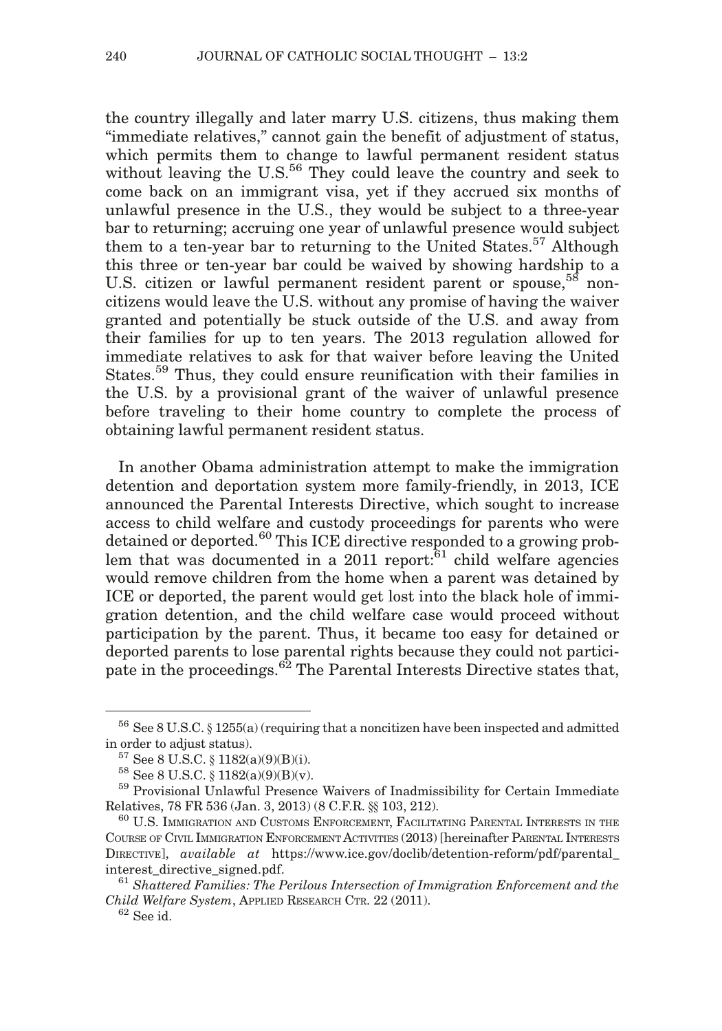the country illegally and later marry U.S. citizens, thus making them "immediate relatives," cannot gain the benefit of adjustment of status, which permits them to change to lawful permanent resident status without leaving the U.S.[56] They could leave the country and seek to come back on an immigrant visa, yet if they accrued six months of unlawful presence in the U.S., they would be subject to a three-year bar to returning; accruing one year of unlawful presence would subject them to a ten-year bar to returning to the United States.[57] Although this three or ten-year bar could be waived by showing hardship to a U.S. citizen or lawful permanent resident parent or spouse,[58] noncitizens would leave the U.S. without any promise of having the waiver granted and potentially be stuck outside of the U.S. and away from their families for up to ten years. The 2013 regulation allowed for immediate relatives to ask for that waiver before leaving the United States.[59] Thus, they could ensure reunification with their families in the U.S. by a provisional grant of the waiver of unlawful presence before traveling to their home country to complete the process of obtaining lawful permanent resident status.

In another Obama administration attempt to make the immigration detention and deportation system more family-friendly, in 2013, ICE announced the Parental Interests Directive, which sought to increase access to child welfare and custody proceedings for parents who were detained or deported.[60] This ICE directive responded to a growing problem that was documented in a 2011 report:[61] child welfare agencies would remove children from the home when a parent was detained by ICE or deported, the parent would get lost into the black hole of immigration detention, and the child welfare case would proceed without participation by the parent. Thus, it became too easy for detained or deported parents to lose parental rights because they could not participate in the proceedings.[62] The Parental Interests Directive states that,

---

[56] See 8 U.S.C. § 1255(a) (requiring that a noncitizen have been inspected and admitted in order to adjust status).

[57] See 8 U.S.C. § 1182(a)(9)(B)(i).

[58] See 8 U.S.C. § 1182(a)(9)(B)(v).

[59] Provisional Unlawful Presence Waivers of Inadmissibility for Certain Immediate Relatives, 78 FR 536 (Jan. 3, 2013) (8 C.F.R. §§ 103, 212).

[60] U.S. Immigration and Customs Enforcement, Facilitating Parental Interests in the Course of Civil Immigration Enforcement Activities (2013) [hereinafter Parental Interests Directive], *available at* https://www.ice.gov/doclib/detention-reform/pdf/parental_interest_directive_signed.pdf.

[61] *Shattered Families: The Perilous Intersection of Immigration Enforcement and the Child Welfare System*, Applied Research Ctr. 22 (2011).

[62] See id.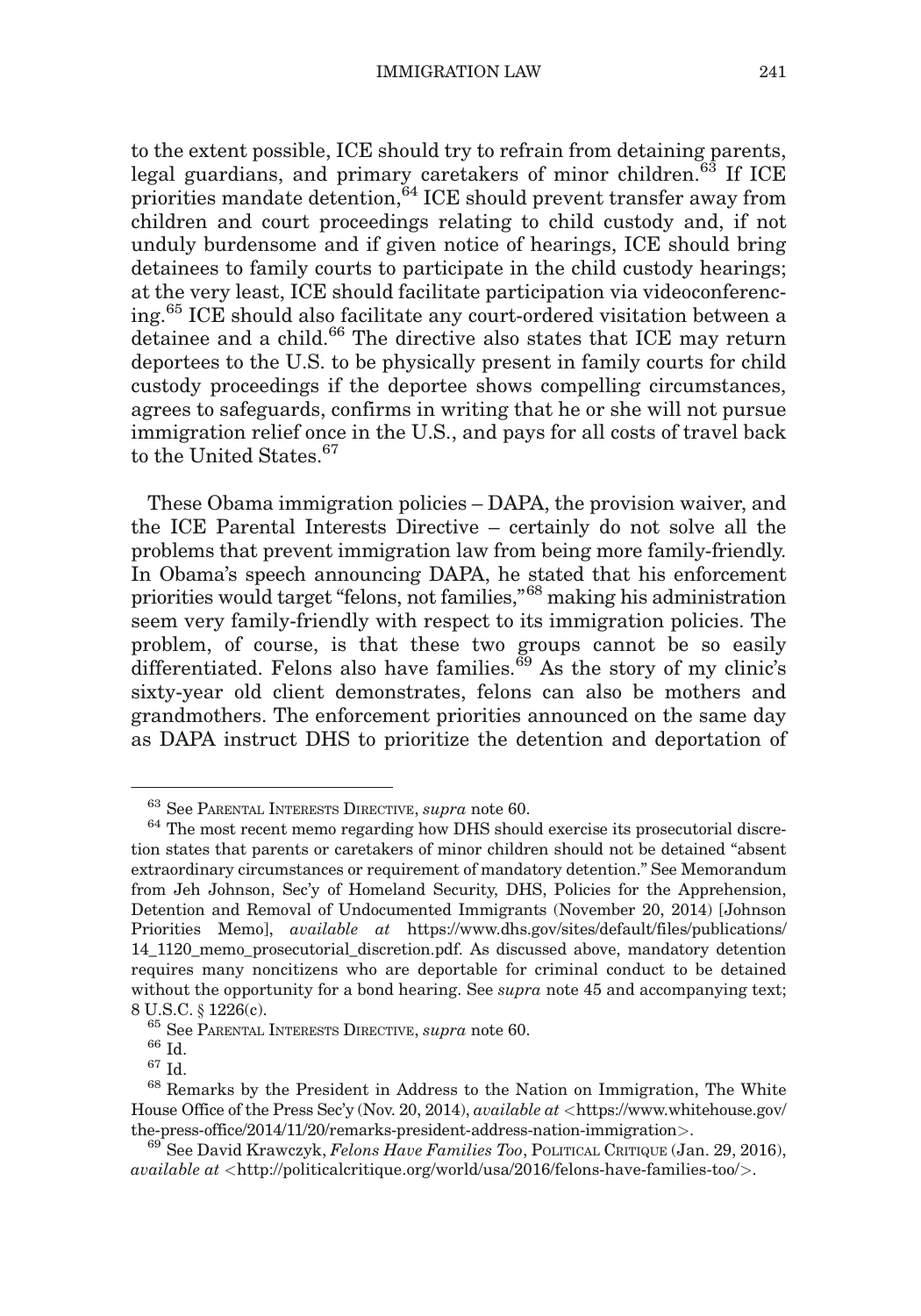to the extent possible, ICE should try to refrain from detaining parents, legal guardians, and primary caretakers of minor children.[63] If ICE priorities mandate detention,[64] ICE should prevent transfer away from children and court proceedings relating to child custody and, if not unduly burdensome and if given notice of hearings, ICE should bring detainees to family courts to participate in the child custody hearings; at the very least, ICE should facilitate participation via videoconferencing.[65] ICE should also facilitate any court-ordered visitation between a detainee and a child.[66] The directive also states that ICE may return deportees to the U.S. to be physically present in family courts for child custody proceedings if the deportee shows compelling circumstances, agrees to safeguards, confirms in writing that he or she will not pursue immigration relief once in the U.S., and pays for all costs of travel back to the United States.[67]

These Obama immigration policies – DAPA, the provision waiver, and the ICE Parental Interests Directive – certainly do not solve all the problems that prevent immigration law from being more family-friendly. In Obama's speech announcing DAPA, he stated that his enforcement priorities would target "felons, not families,"[68] making his administration seem very family-friendly with respect to its immigration policies. The problem, of course, is that these two groups cannot be so easily differentiated. Felons also have families.[69] As the story of my clinic's sixty-year old client demonstrates, felons can also be mothers and grandmothers. The enforcement priorities announced on the same day as DAPA instruct DHS to prioritize the detention and deportation of

---

[63] See Parental Interests Directive, *supra* note 60.

[64] The most recent memo regarding how DHS should exercise its prosecutorial discretion states that parents or caretakers of minor children should not be detained "absent extraordinary circumstances or requirement of mandatory detention." See Memorandum from Jeh Johnson, Sec'y of Homeland Security, DHS, Policies for the Apprehension, Detention and Removal of Undocumented Immigrants (November 20, 2014) [Johnson Priorities Memo], *available at* https://www.dhs.gov/sites/default/files/publications/14_1120_memo_prosecutorial_discretion.pdf. As discussed above, mandatory detention requires many noncitizens who are deportable for criminal conduct to be detained without the opportunity for a bond hearing. See *supra* note 45 and accompanying text; 8 U.S.C. § 1226(c).

[65] See Parental Interests Directive, *supra* note 60.

[66] Id.

[67] Id.

[68] Remarks by the President in Address to the Nation on Immigration, The White House Office of the Press Sec'y (Nov. 20, 2014), *available at* <https://www.whitehouse.gov/the-press-office/2014/11/20/remarks-president-address-nation-immigration>.

[69] See David Krawczyk, *Felons Have Families Too*, Political Critique (Jan. 29, 2016), *available at* <http://politicalcritique.org/world/usa/2016/felons-have-families-too/>.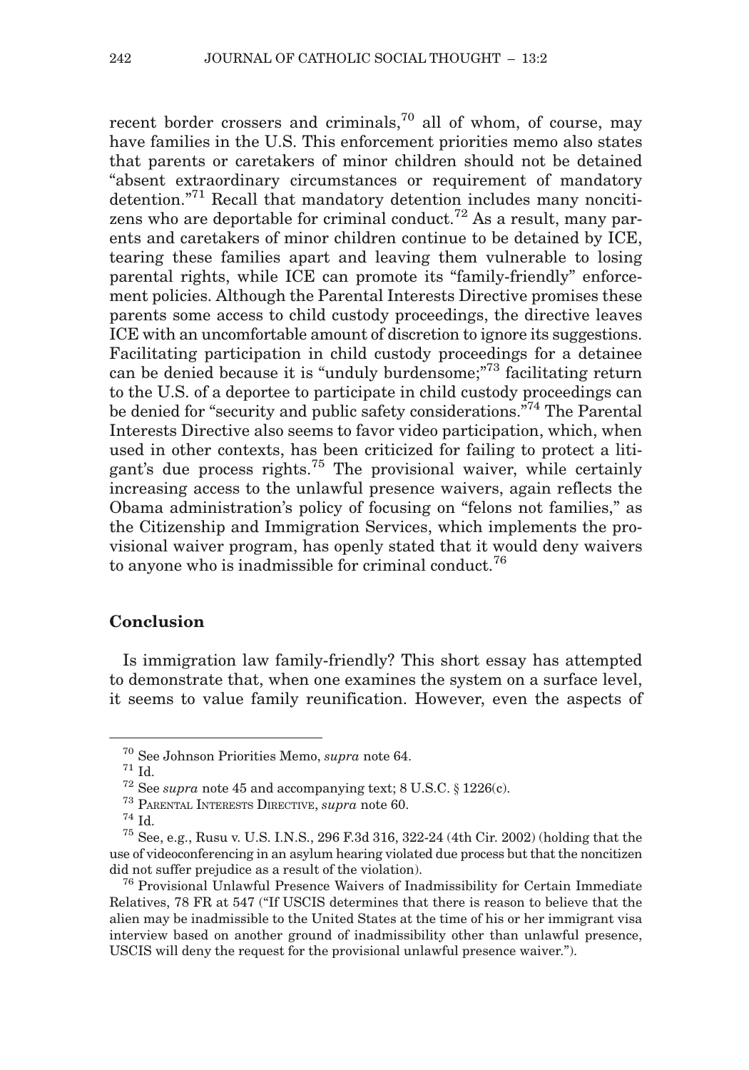recent border crossers and criminals,[70] all of whom, of course, may have families in the U.S. This enforcement priorities memo also states that parents or caretakers of minor children should not be detained "absent extraordinary circumstances or requirement of mandatory detention."[71] Recall that mandatory detention includes many noncitizens who are deportable for criminal conduct.[72] As a result, many parents and caretakers of minor children continue to be detained by ICE, tearing these families apart and leaving them vulnerable to losing parental rights, while ICE can promote its "family-friendly" enforcement policies. Although the Parental Interests Directive promises these parents some access to child custody proceedings, the directive leaves ICE with an uncomfortable amount of discretion to ignore its suggestions. Facilitating participation in child custody proceedings for a detainee can be denied because it is "unduly burdensome;"[73] facilitating return to the U.S. of a deportee to participate in child custody proceedings can be denied for "security and public safety considerations."[74] The Parental Interests Directive also seems to favor video participation, which, when used in other contexts, has been criticized for failing to protect a litigant's due process rights.[75] The provisional waiver, while certainly increasing access to the unlawful presence waivers, again reflects the Obama administration's policy of focusing on "felons not families," as the Citizenship and Immigration Services, which implements the provisional waiver program, has openly stated that it would deny waivers to anyone who is inadmissible for criminal conduct.[76]

## Conclusion

Is immigration law family-friendly? This short essay has attempted to demonstrate that, when one examines the system on a surface level, it seems to value family reunification. However, even the aspects of

---

[70] See Johnson Priorities Memo, *supra* note 64.

[71] Id.

[72] See *supra* note 45 and accompanying text; 8 U.S.C. § 1226(c).

[73] Parental Interests Directive, *supra* note 60.

[74] Id.

[75] See, e.g., Rusu v. U.S. I.N.S., 296 F.3d 316, 322-24 (4th Cir. 2002) (holding that the use of videoconferencing in an asylum hearing violated due process but that the noncitizen did not suffer prejudice as a result of the violation).

[76] Provisional Unlawful Presence Waivers of Inadmissibility for Certain Immediate Relatives, 78 FR at 547 ("If USCIS determines that there is reason to believe that the alien may be inadmissible to the United States at the time of his or her immigrant visa interview based on another ground of inadmissibility other than unlawful presence, USCIS will deny the request for the provisional unlawful presence waiver.").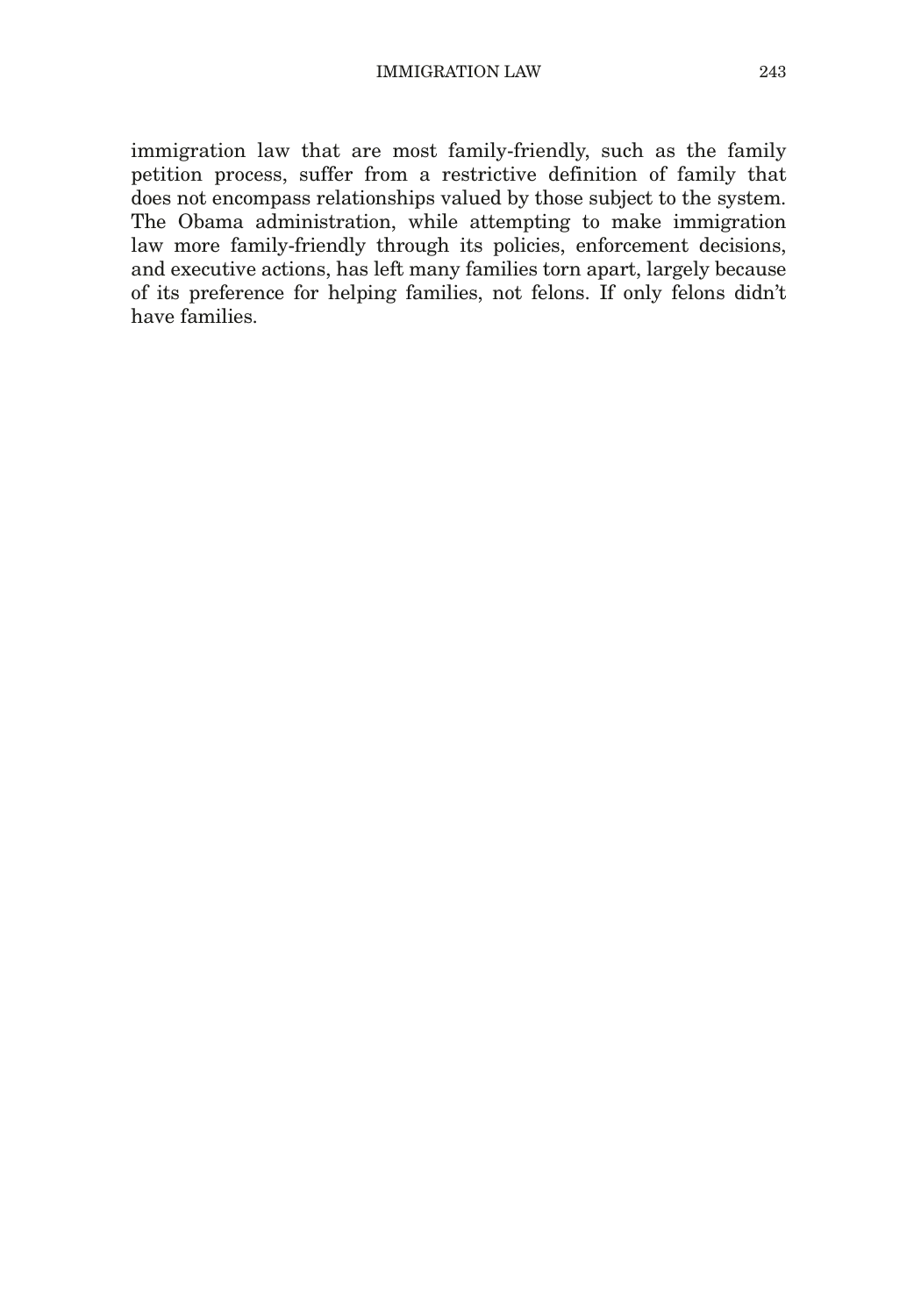immigration law that are most family-friendly, such as the family petition process, suffer from a restrictive definition of family that does not encompass relationships valued by those subject to the system. The Obama administration, while attempting to make immigration law more family-friendly through its policies, enforcement decisions, and executive actions, has left many families torn apart, largely because of its preference for helping families, not felons. If only felons didn't have families.